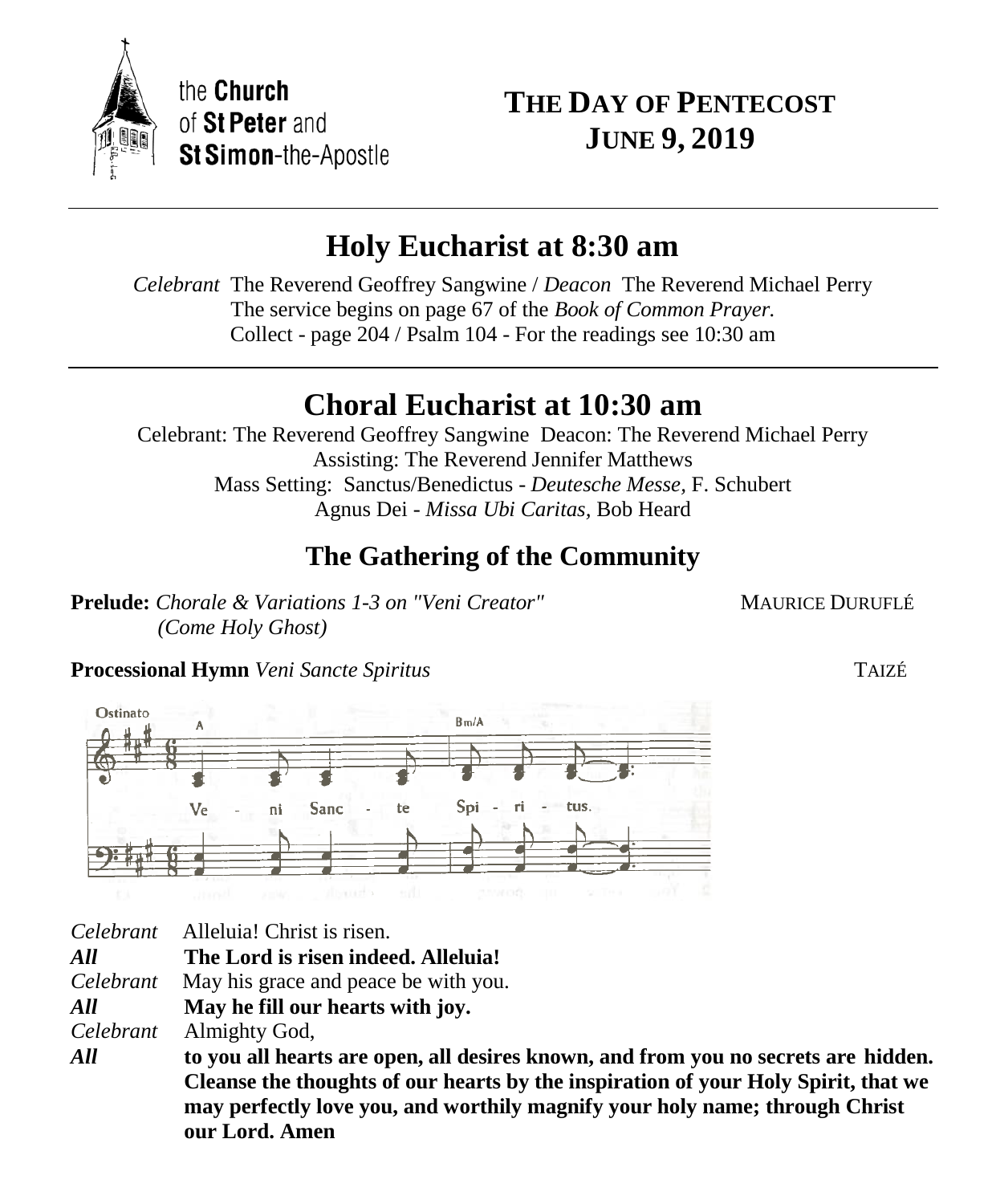the **Church** of **St Peter** and **St Simon**-the-Apostle

# THE DAY OF PENTECOST
# JUNE 9, 2019

## Holy Eucharist at 8:30 am

*Celebrant* The Reverend Geoffrey Sangwine / *Deacon* The Reverend Michael Perry
The service begins on page 67 of the *Book of Common Prayer.*
Collect - page 204 / Psalm 104 - For the readings see 10:30 am

## Choral Eucharist at 10:30 am

Celebrant: The Reverend Geoffrey Sangwine Deacon: The Reverend Michael Perry
Assisting: The Reverend Jennifer Matthews
Mass Setting: Sanctus/Benedictus - *Deutesche Messe,* F. Schubert
Agnus Dei - *Missa Ubi Caritas,* Bob Heard

### The Gathering of the Community

**Prelude:** *Chorale & Variations 1-3 on "Veni Creator" (Come Holy Ghost)* MAURICE DURUFLÉ

**Processional Hymn** *Veni Sancte Spiritus* TAIZÉ

Ostinato

Ve - ni Sanc - te Spi - ri - tus.

*Celebrant* Alleluia! Christ is risen.
***All*** **The Lord is risen indeed. Alleluia!**
*Celebrant* May his grace and peace be with you.
***All*** **May he fill our hearts with joy.**
*Celebrant* Almighty God,
***All*** **to you all hearts are open, all desires known, and from you no secrets are hidden. Cleanse the thoughts of our hearts by the inspiration of your Holy Spirit, that we may perfectly love you, and worthily magnify your holy name; through Christ our Lord. Amen**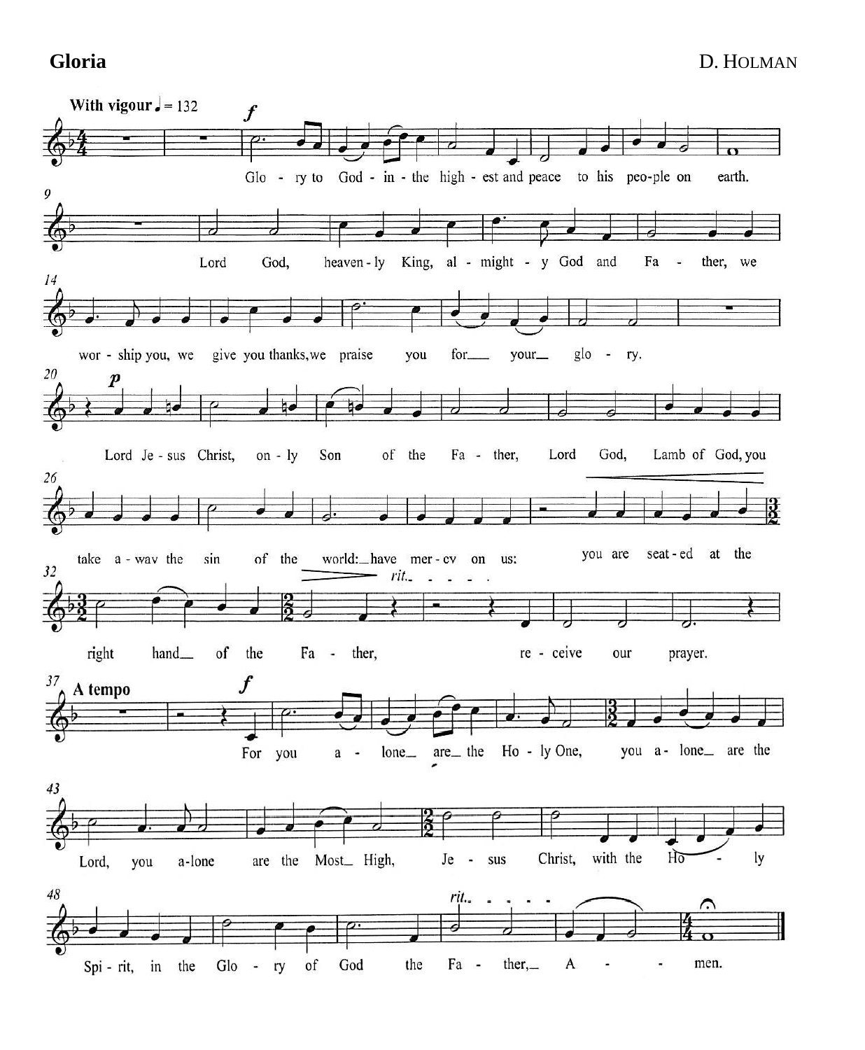**Gloria**

D. HOLMAN

With vigour ♩ = 132

*f*

Glo - ry to God - in - the high - est and peace to his peo-ple on earth.

Lord God, heaven - ly King, al - might - y God and Fa - ther, we wor - ship you, we give you thanks, we praise you for your glo - ry.

*p*

Lord Je - sus Christ, on - ly Son of the Fa - ther, Lord God, Lamb of God, you take a - way the sin of the world: have mer - cy on us: you are seat - ed at the right hand of the Fa - ther, re - ceive our prayer.

*rit.*

A tempo

*f*

For you a - lone are the Ho - ly One, you a - lone are the Lord, you a-lone are the Most High, Je - sus Christ, with the Ho - ly Spi - rit, in the Glo - ry of God the Fa - ther, A - men.

*rit.*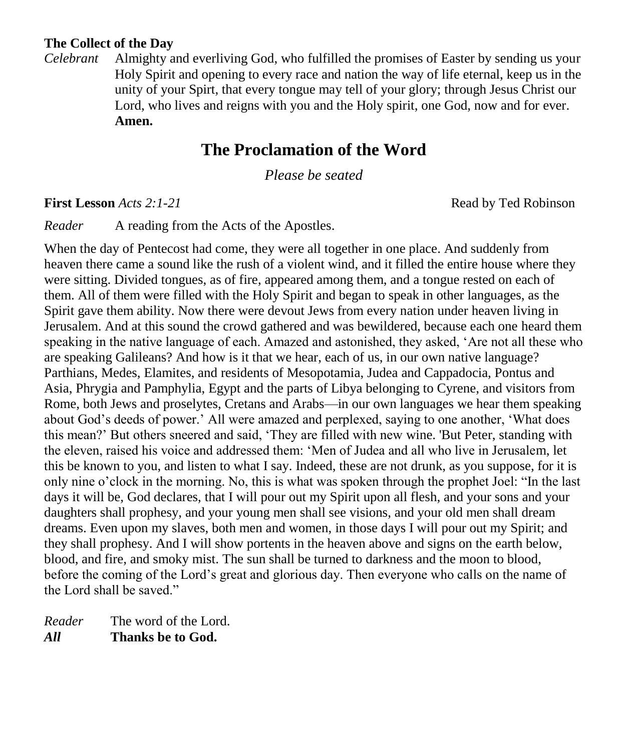**The Collect of the Day**

*Celebrant* Almighty and everliving God, who fulfilled the promises of Easter by sending us your Holy Spirit and opening to every race and nation the way of life eternal, keep us in the unity of your Spirt, that every tongue may tell of your glory; through Jesus Christ our Lord, who lives and reigns with you and the Holy spirit, one God, now and for ever. **Amen.**

## The Proclamation of the Word

*Please be seated*

**First Lesson** *Acts 2:1-21* Read by Ted Robinson

*Reader* A reading from the Acts of the Apostles.

When the day of Pentecost had come, they were all together in one place. And suddenly from heaven there came a sound like the rush of a violent wind, and it filled the entire house where they were sitting. Divided tongues, as of fire, appeared among them, and a tongue rested on each of them. All of them were filled with the Holy Spirit and began to speak in other languages, as the Spirit gave them ability. Now there were devout Jews from every nation under heaven living in Jerusalem. And at this sound the crowd gathered and was bewildered, because each one heard them speaking in the native language of each. Amazed and astonished, they asked, 'Are not all these who are speaking Galileans? And how is it that we hear, each of us, in our own native language? Parthians, Medes, Elamites, and residents of Mesopotamia, Judea and Cappadocia, Pontus and Asia, Phrygia and Pamphylia, Egypt and the parts of Libya belonging to Cyrene, and visitors from Rome, both Jews and proselytes, Cretans and Arabs—in our own languages we hear them speaking about God's deeds of power.' All were amazed and perplexed, saying to one another, 'What does this mean?' But others sneered and said, 'They are filled with new wine. 'But Peter, standing with the eleven, raised his voice and addressed them: 'Men of Judea and all who live in Jerusalem, let this be known to you, and listen to what I say. Indeed, these are not drunk, as you suppose, for it is only nine o'clock in the morning. No, this is what was spoken through the prophet Joel: "In the last days it will be, God declares, that I will pour out my Spirit upon all flesh, and your sons and your daughters shall prophesy, and your young men shall see visions, and your old men shall dream dreams. Even upon my slaves, both men and women, in those days I will pour out my Spirit; and they shall prophesy. And I will show portents in the heaven above and signs on the earth below, blood, and fire, and smoky mist. The sun shall be turned to darkness and the moon to blood, before the coming of the Lord's great and glorious day. Then everyone who calls on the name of the Lord shall be saved."

*Reader* The word of the Lord.
***All*** **Thanks be to God.**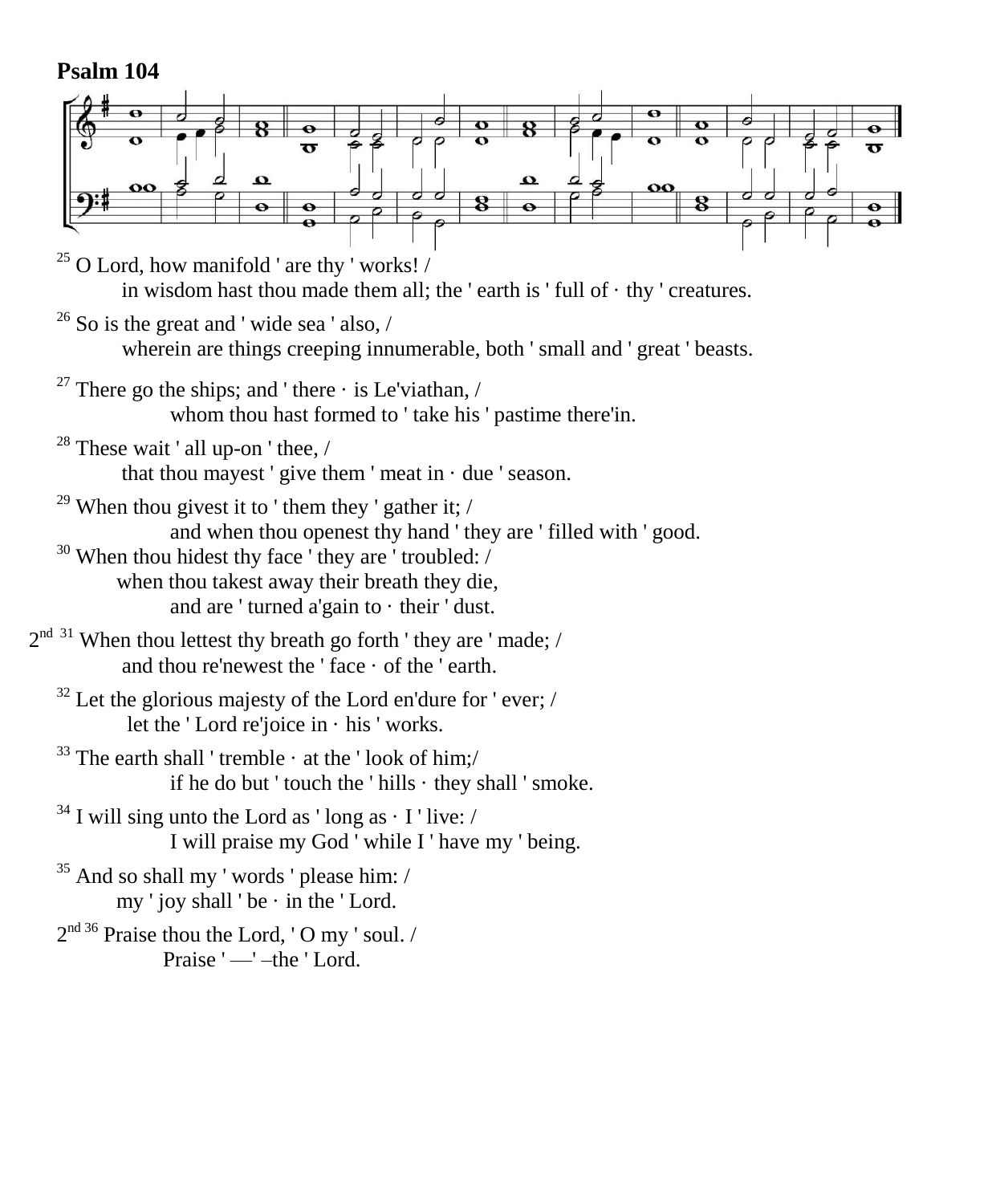**Psalm 104**

[25] O Lord, how manifold ' are thy ' works! /
in wisdom hast thou made them all; the ' earth is ' full of · thy ' creatures.

[26] So is the great and ' wide sea ' also, /
wherein are things creeping innumerable, both ' small and ' great ' beasts.

[27] There go the ships; and ' there · is Le'viathan, /
whom thou hast formed to ' take his ' pastime there'in.

[28] These wait ' all up-on ' thee, /
that thou mayest ' give them ' meat in · due ' season.

[29] When thou givest it to ' them they ' gather it; /
and when thou openest thy hand ' they are ' filled with ' good.

[30] When thou hidest thy face ' they are ' troubled: /
when thou takest away their breath they die,
and are ' turned a'gain to · their ' dust.

2nd [31] When thou lettest thy breath go forth ' they are ' made; /
and thou re'newest the ' face · of the ' earth.

[32] Let the glorious majesty of the Lord en'dure for ' ever; /
let the ' Lord re'joice in · his ' works.

[33] The earth shall ' tremble · at the ' look of him;/
if he do but ' touch the ' hills · they shall ' smoke.

[34] I will sing unto the Lord as ' long as · I ' live: /
I will praise my God ' while I ' have my ' being.

[35] And so shall my ' words ' please him: /
my ' joy shall ' be · in the ' Lord.

2nd [36] Praise thou the Lord, ' O my ' soul. /
Praise ' —' –the ' Lord.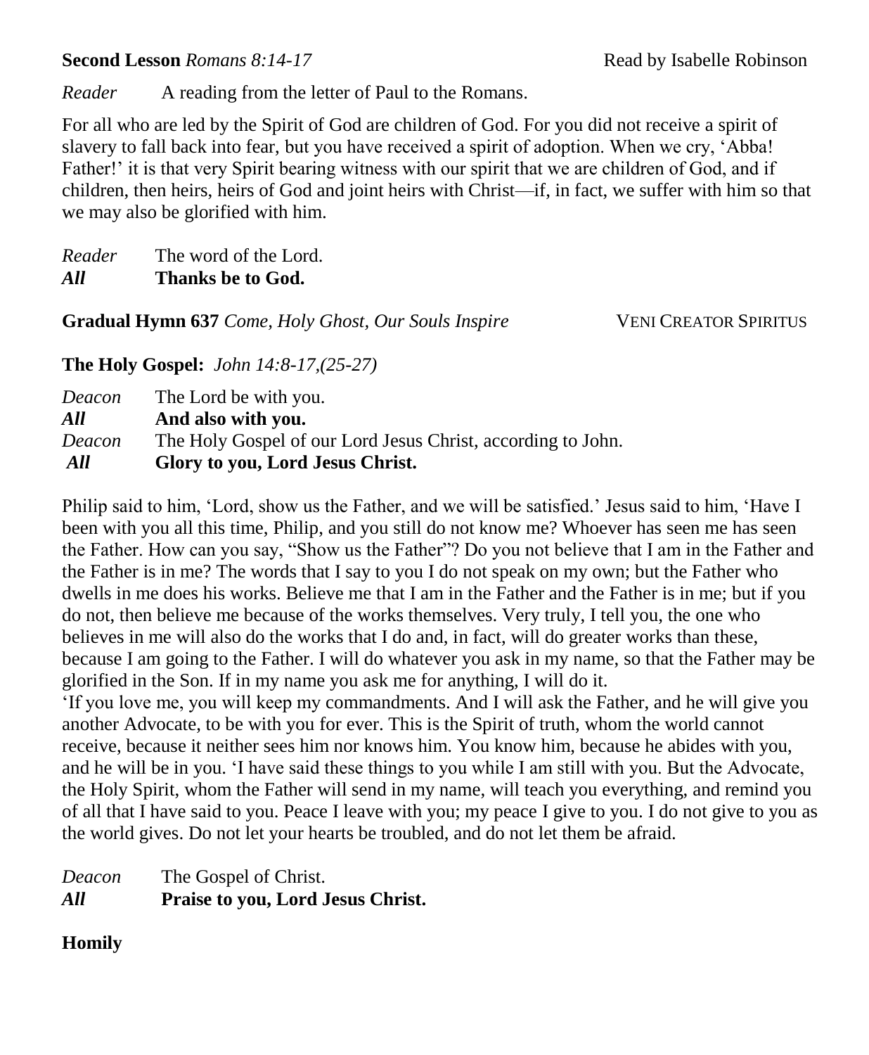**Second Lesson** *Romans 8:14-17* Read by Isabelle Robinson

*Reader* A reading from the letter of Paul to the Romans.

For all who are led by the Spirit of God are children of God. For you did not receive a spirit of slavery to fall back into fear, but you have received a spirit of adoption. When we cry, 'Abba! Father!' it is that very Spirit bearing witness with our spirit that we are children of God, and if children, then heirs, heirs of God and joint heirs with Christ—if, in fact, we suffer with him so that we may also be glorified with him.

*Reader* The word of the Lord.
***All*** **Thanks be to God.**

**Gradual Hymn 637** *Come, Holy Ghost, Our Souls Inspire* VENI CREATOR SPIRITUS

**The Holy Gospel:** *John 14:8-17,(25-27)*

*Deacon* The Lord be with you.
***All*** **And also with you.**
*Deacon* The Holy Gospel of our Lord Jesus Christ, according to John.
***All*** **Glory to you, Lord Jesus Christ.**

Philip said to him, 'Lord, show us the Father, and we will be satisfied.' Jesus said to him, 'Have I been with you all this time, Philip, and you still do not know me? Whoever has seen me has seen the Father. How can you say, "Show us the Father"? Do you not believe that I am in the Father and the Father is in me? The words that I say to you I do not speak on my own; but the Father who dwells in me does his works. Believe me that I am in the Father and the Father is in me; but if you do not, then believe me because of the works themselves. Very truly, I tell you, the one who believes in me will also do the works that I do and, in fact, will do greater works than these, because I am going to the Father. I will do whatever you ask in my name, so that the Father may be glorified in the Son. If in my name you ask me for anything, I will do it.
'If you love me, you will keep my commandments. And I will ask the Father, and he will give you another Advocate, to be with you for ever. This is the Spirit of truth, whom the world cannot receive, because it neither sees him nor knows him. You know him, because he abides with you, and he will be in you. 'I have said these things to you while I am still with you. But the Advocate, the Holy Spirit, whom the Father will send in my name, will teach you everything, and remind you of all that I have said to you. Peace I leave with you; my peace I give to you. I do not give to you as the world gives. Do not let your hearts be troubled, and do not let them be afraid.

*Deacon* The Gospel of Christ.
***All*** **Praise to you, Lord Jesus Christ.**

**Homily**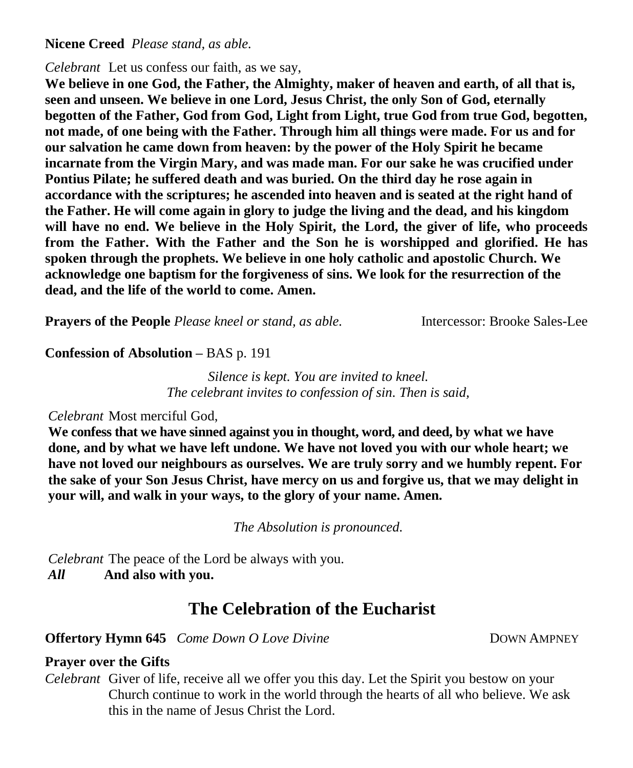**Nicene Creed** *Please stand, as able.*

*Celebrant* Let us confess our faith, as we say,

**We believe in one God, the Father, the Almighty, maker of heaven and earth, of all that is, seen and unseen. We believe in one Lord, Jesus Christ, the only Son of God, eternally begotten of the Father, God from God, Light from Light, true God from true God, begotten, not made, of one being with the Father. Through him all things were made. For us and for our salvation he came down from heaven: by the power of the Holy Spirit he became incarnate from the Virgin Mary, and was made man. For our sake he was crucified under Pontius Pilate; he suffered death and was buried. On the third day he rose again in accordance with the scriptures; he ascended into heaven and is seated at the right hand of the Father. He will come again in glory to judge the living and the dead, and his kingdom will have no end. We believe in the Holy Spirit, the Lord, the giver of life, who proceeds from the Father. With the Father and the Son he is worshipped and glorified. He has spoken through the prophets. We believe in one holy catholic and apostolic Church. We acknowledge one baptism for the forgiveness of sins. We look for the resurrection of the dead, and the life of the world to come. Amen.**

**Prayers of the People** *Please kneel or stand, as able.* Intercessor: Brooke Sales-Lee

**Confession of Absolution –** BAS p. 191

*Silence is kept. You are invited to kneel.*
*The celebrant invites to confession of sin. Then is said,*

*Celebrant* Most merciful God,

**We confess that we have sinned against you in thought, word, and deed, by what we have done, and by what we have left undone. We have not loved you with our whole heart; we have not loved our neighbours as ourselves. We are truly sorry and we humbly repent. For the sake of your Son Jesus Christ, have mercy on us and forgive us, that we may delight in your will, and walk in your ways, to the glory of your name. Amen.**

*The Absolution is pronounced.*

*Celebrant* The peace of the Lord be always with you.
***All*** **And also with you.**

## The Celebration of the Eucharist

**Offertory Hymn 645** *Come Down O Love Divine* DOWN AMPNEY

**Prayer over the Gifts**

*Celebrant* Giver of life, receive all we offer you this day. Let the Spirit you bestow on your Church continue to work in the world through the hearts of all who believe. We ask this in the name of Jesus Christ the Lord.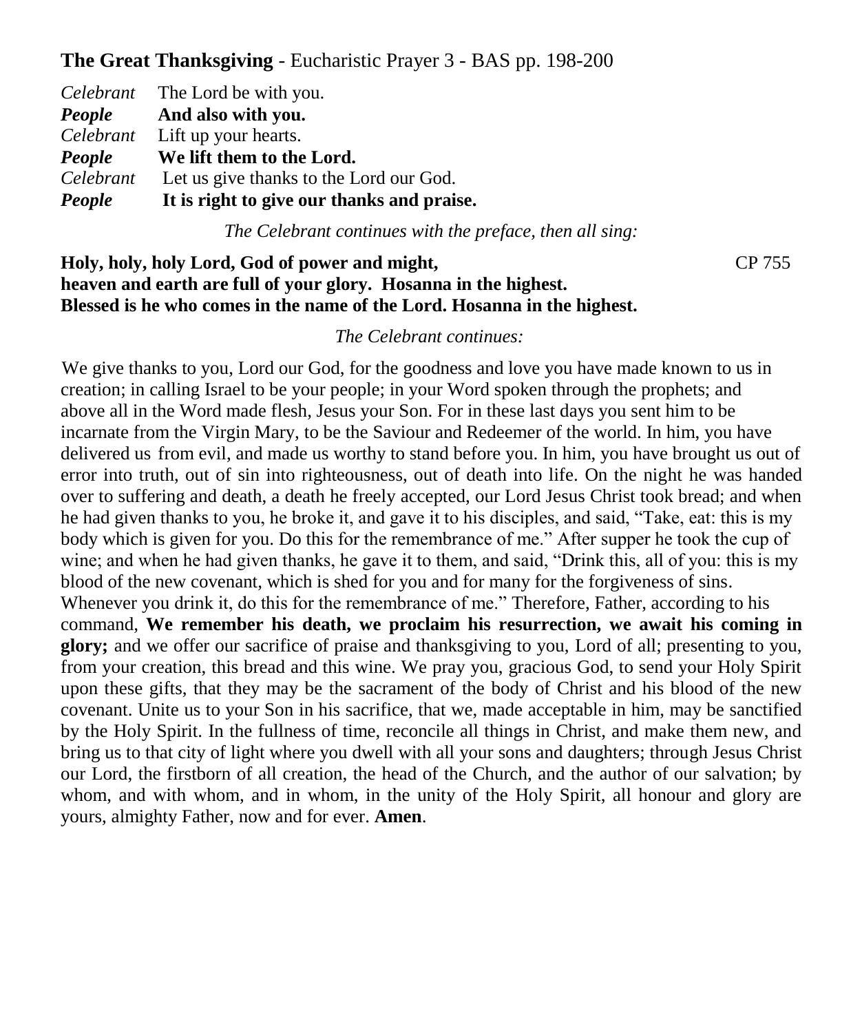## **The Great Thanksgiving** - Eucharistic Prayer 3 - BAS pp. 198-200

*Celebrant* The Lord be with you.
***People*** **And also with you.**
*Celebrant* Lift up your hearts.
***People*** **We lift them to the Lord.**
*Celebrant* Let us give thanks to the Lord our God.
***People*** **It is right to give our thanks and praise.**

*The Celebrant continues with the preface, then all sing:*

**Holy, holy, holy Lord, God of power and might,** CP 755
**heaven and earth are full of your glory. Hosanna in the highest.**
**Blessed is he who comes in the name of the Lord. Hosanna in the highest.**

*The Celebrant continues:*

We give thanks to you, Lord our God, for the goodness and love you have made known to us in creation; in calling Israel to be your people; in your Word spoken through the prophets; and above all in the Word made flesh, Jesus your Son. For in these last days you sent him to be incarnate from the Virgin Mary, to be the Saviour and Redeemer of the world. In him, you have delivered us from evil, and made us worthy to stand before you. In him, you have brought us out of error into truth, out of sin into righteousness, out of death into life. On the night he was handed over to suffering and death, a death he freely accepted, our Lord Jesus Christ took bread; and when he had given thanks to you, he broke it, and gave it to his disciples, and said, "Take, eat: this is my body which is given for you. Do this for the remembrance of me." After supper he took the cup of wine; and when he had given thanks, he gave it to them, and said, "Drink this, all of you: this is my blood of the new covenant, which is shed for you and for many for the forgiveness of sins. Whenever you drink it, do this for the remembrance of me." Therefore, Father, according to his command, **We remember his death, we proclaim his resurrection, we await his coming in glory;** and we offer our sacrifice of praise and thanksgiving to you, Lord of all; presenting to you, from your creation, this bread and this wine. We pray you, gracious God, to send your Holy Spirit upon these gifts, that they may be the sacrament of the body of Christ and his blood of the new covenant. Unite us to your Son in his sacrifice, that we, made acceptable in him, may be sanctified by the Holy Spirit. In the fullness of time, reconcile all things in Christ, and make them new, and bring us to that city of light where you dwell with all your sons and daughters; through Jesus Christ our Lord, the firstborn of all creation, the head of the Church, and the author of our salvation; by whom, and with whom, and in whom, in the unity of the Holy Spirit, all honour and glory are yours, almighty Father, now and for ever. **Amen**.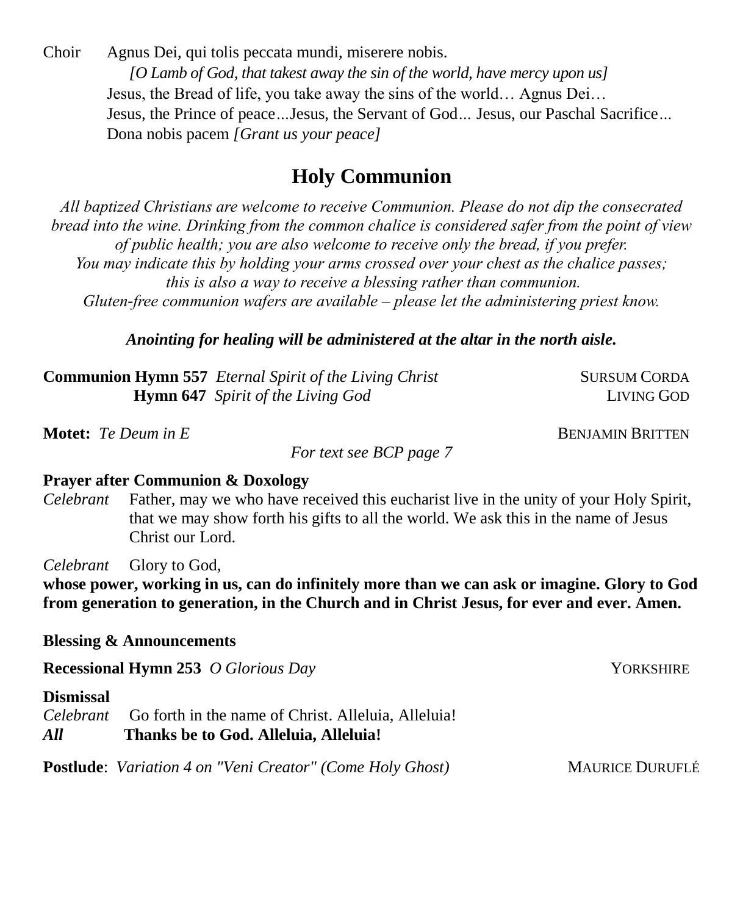Choir  Agnus Dei, qui tolis peccata mundi, miserere nobis.
*[O Lamb of God, that takest away the sin of the world, have mercy upon us]*
Jesus, the Bread of life, you take away the sins of the world… Agnus Dei…
Jesus, the Prince of peace...Jesus, the Servant of God... Jesus, our Paschal Sacrifice...
Dona nobis pacem *[Grant us your peace]*

## Holy Communion

*All baptized Christians are welcome to receive Communion. Please do not dip the consecrated bread into the wine. Drinking from the common chalice is considered safer from the point of view of public health; you are also welcome to receive only the bread, if you prefer. You may indicate this by holding your arms crossed over your chest as the chalice passes; this is also a way to receive a blessing rather than communion. Gluten-free communion wafers are available – please let the administering priest know.*

***Anointing for healing will be administered at the altar in the north aisle.***

**Communion Hymn 557** *Eternal Spirit of the Living Christ* SURSUM CORDA
**Hymn 647** *Spirit of the Living God* LIVING GOD

**Motet:** *Te Deum in E* BENJAMIN BRITTEN
*For text see BCP page 7*

**Prayer after Communion & Doxology**
*Celebrant* Father, may we who have received this eucharist live in the unity of your Holy Spirit, that we may show forth his gifts to all the world. We ask this in the name of Jesus Christ our Lord.

*Celebrant* Glory to God,
**whose power, working in us, can do infinitely more than we can ask or imagine. Glory to God from generation to generation, in the Church and in Christ Jesus, for ever and ever. Amen.**

**Blessing & Announcements**

**Recessional Hymn 253** *O Glorious Day* YORKSHIRE

**Dismissal**
*Celebrant* Go forth in the name of Christ. Alleluia, Alleluia!
***All*** **Thanks be to God. Alleluia, Alleluia!**

**Postlude**: *Variation 4 on "Veni Creator" (Come Holy Ghost)* MAURICE DURUFLÉ